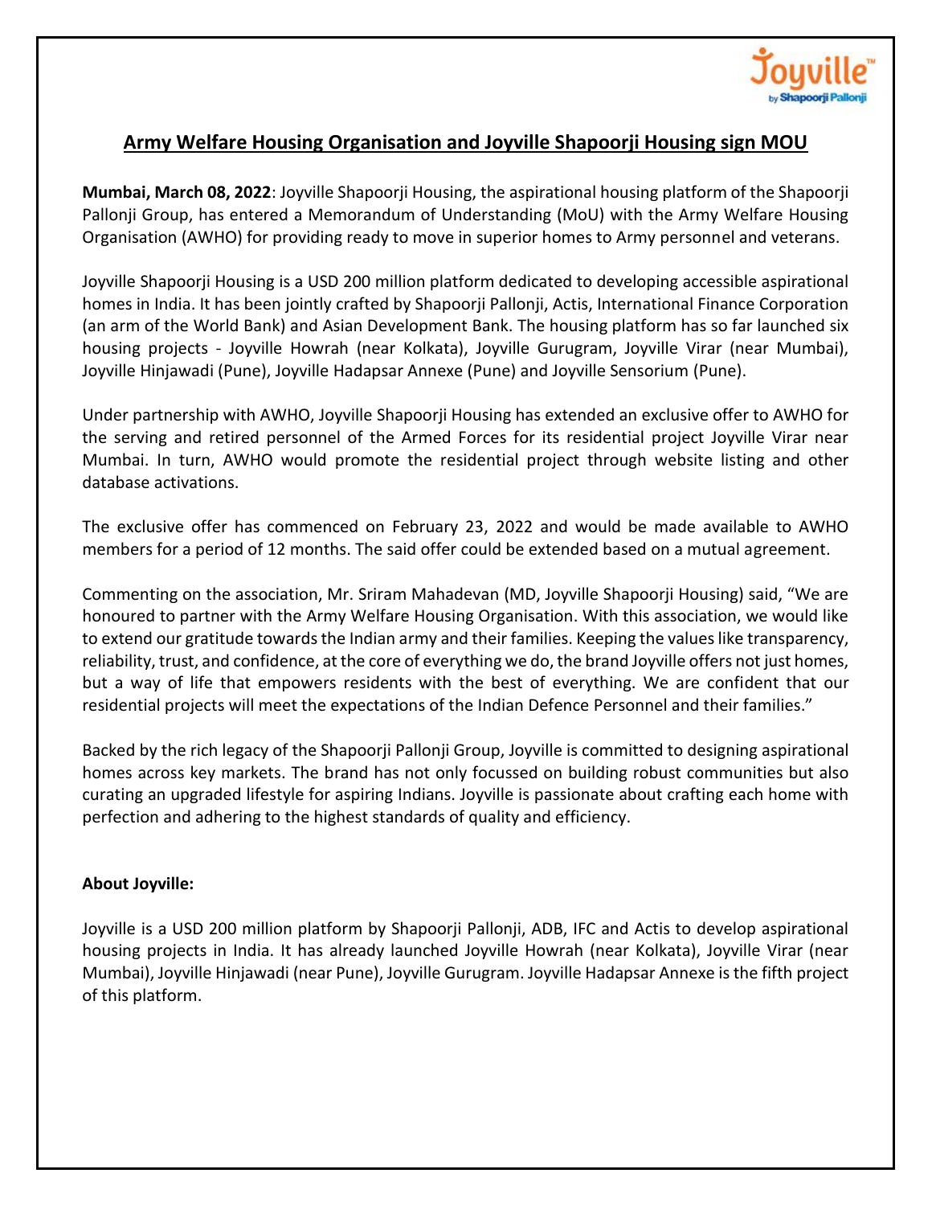## Army Welfare Housing Organisation and Joyville Shapoorji Housing sign MOU

**Mumbai, March 08, 2022**: Joyville Shapoorji Housing, the aspirational housing platform of the Shapoorji Pallonji Group, has entered a Memorandum of Understanding (MoU) with the Army Welfare Housing Organisation (AWHO) for providing ready to move in superior homes to Army personnel and veterans.

Joyville Shapoorji Housing is a USD 200 million platform dedicated to developing accessible aspirational homes in India. It has been jointly crafted by Shapoorji Pallonji, Actis, International Finance Corporation (an arm of the World Bank) and Asian Development Bank. The housing platform has so far launched six housing projects - Joyville Howrah (near Kolkata), Joyville Gurugram, Joyville Virar (near Mumbai), Joyville Hinjawadi (Pune), Joyville Hadapsar Annexe (Pune) and Joyville Sensorium (Pune).

Under partnership with AWHO, Joyville Shapoorji Housing has extended an exclusive offer to AWHO for the serving and retired personnel of the Armed Forces for its residential project Joyville Virar near Mumbai. In turn, AWHO would promote the residential project through website listing and other database activations.

The exclusive offer has commenced on February 23, 2022 and would be made available to AWHO members for a period of 12 months. The said offer could be extended based on a mutual agreement.

Commenting on the association, Mr. Sriram Mahadevan (MD, Joyville Shapoorji Housing) said, "We are honoured to partner with the Army Welfare Housing Organisation. With this association, we would like to extend our gratitude towards the Indian army and their families. Keeping the values like transparency, reliability, trust, and confidence, at the core of everything we do, the brand Joyville offers not just homes, but a way of life that empowers residents with the best of everything. We are confident that our residential projects will meet the expectations of the Indian Defence Personnel and their families."

Backed by the rich legacy of the Shapoorji Pallonji Group, Joyville is committed to designing aspirational homes across key markets. The brand has not only focussed on building robust communities but also curating an upgraded lifestyle for aspiring Indians. Joyville is passionate about crafting each home with perfection and adhering to the highest standards of quality and efficiency.

**About Joyville:**

Joyville is a USD 200 million platform by Shapoorji Pallonji, ADB, IFC and Actis to develop aspirational housing projects in India. It has already launched Joyville Howrah (near Kolkata), Joyville Virar (near Mumbai), Joyville Hinjawadi (near Pune), Joyville Gurugram. Joyville Hadapsar Annexe is the fifth project of this platform.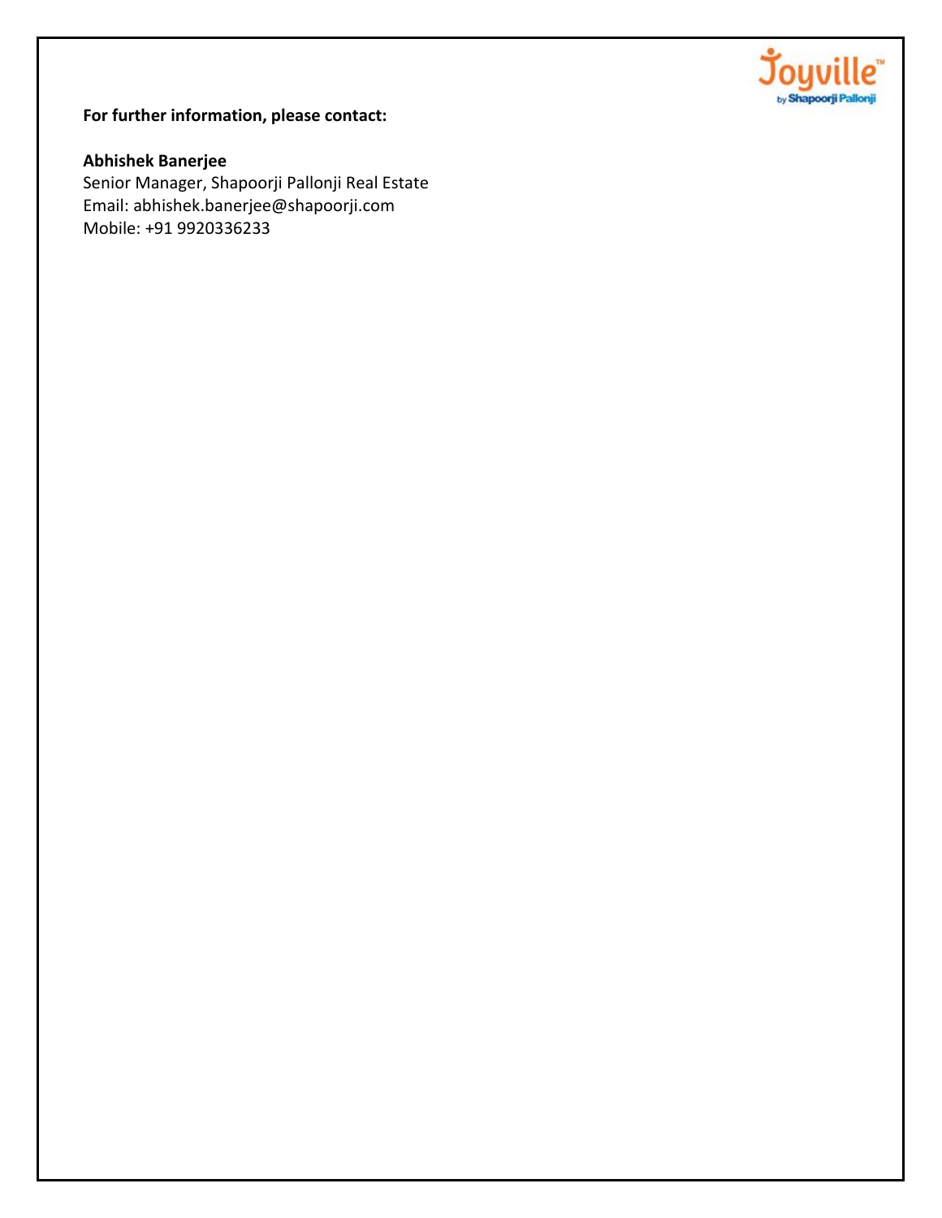**For further information, please contact:**

**Abhishek Banerjee**
Senior Manager, Shapoorji Pallonji Real Estate
Email: abhishek.banerjee@shapoorji.com
Mobile: +91 9920336233